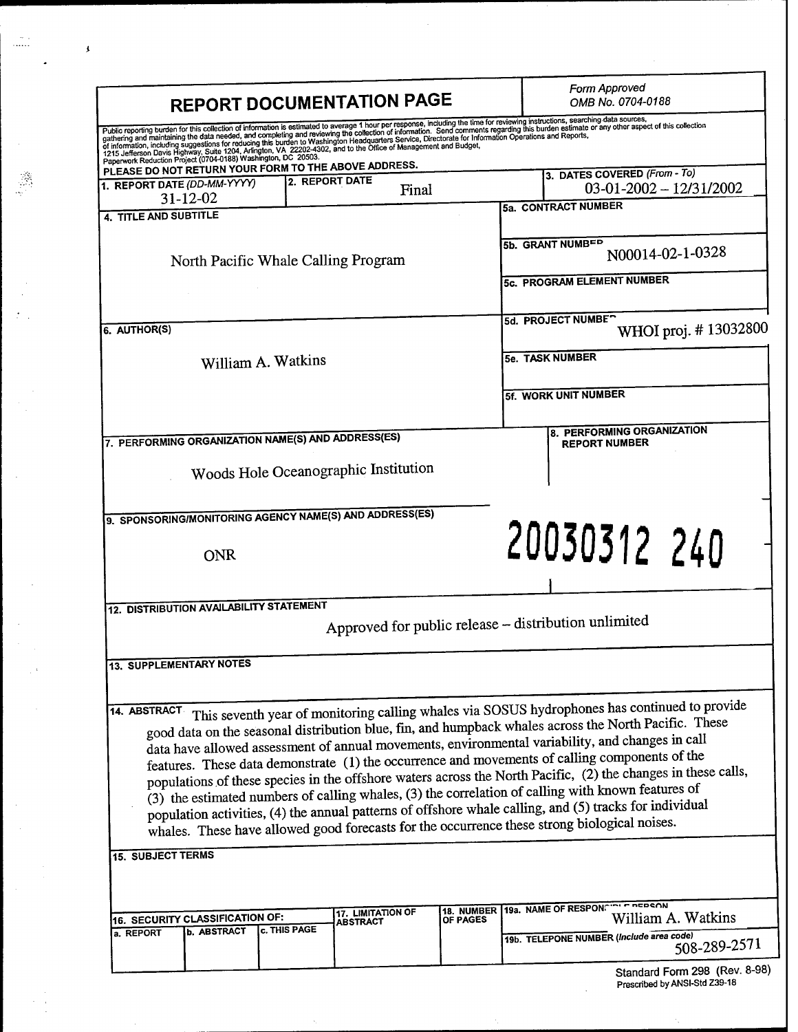# REPORT DOCUMENTATION PAGE

*Form Approved*
*OMB No. 0704-0188*

Public reporting burden for this collection of information is estimated to average 1 hour per response, including the time for reviewing instructions, searching data sources, gathering and maintaining the data needed, and completing and reviewing the collection of information. Send comments regarding this burden estimate or any other aspect of this collection of information, including suggestions for reducing this burden to Washington Headquarters Service, Directorate for Information Operations and Reports, 1215 Jefferson Davis Highway, Suite 1204, Arlington, VA 22202-4302, and to the Office of Management and Budget, Paperwork Reduction Project (0704-0188) Washington, DC 20503.

**PLEASE DO NOT RETURN YOUR FORM TO THE ABOVE ADDRESS.**

| | |
|---|---|
| **1. REPORT DATE** *(DD-MM-YYYY)* | 31-12-02 |
| **2. REPORT DATE** | Final |
| **3. DATES COVERED** *(From - To)* | 03-01-2002 – 12/31/2002 |
| **4. TITLE AND SUBTITLE** | North Pacific Whale Calling Program |
| **5a. CONTRACT NUMBER** | |
| **5b. GRANT NUMBER** | N00014-02-1-0328 |
| **5c. PROGRAM ELEMENT NUMBER** | |
| **5d. PROJECT NUMBER** | WHOI proj. # 13032800 |
| **5e. TASK NUMBER** | |
| **5f. WORK UNIT NUMBER** | |
| **6. AUTHOR(S)** | William A. Watkins |
| **7. PERFORMING ORGANIZATION NAME(S) AND ADDRESS(ES)** | Woods Hole Oceanographic Institution |
| **8. PERFORMING ORGANIZATION REPORT NUMBER** | |
| **9. SPONSORING/MONITORING AGENCY NAME(S) AND ADDRESS(ES)** | ONR |

20030312 240

**12. DISTRIBUTION AVAILABILITY STATEMENT**

Approved for public release – distribution unlimited

**13. SUPPLEMENTARY NOTES**

**14. ABSTRACT** This seventh year of monitoring calling whales via SOSUS hydrophones has continued to provide good data on the seasonal distribution blue, fin, and humpback whales across the North Pacific. These data have allowed assessment of annual movements, environmental variability, and changes in call features. These data demonstrate (1) the occurrence and movements of calling components of the populations of these species in the offshore waters across the North Pacific, (2) the changes in these calls, (3) the estimated numbers of calling whales, (3) the correlation of calling with known features of population activities, (4) the annual patterns of offshore whale calling, and (5) tracks for individual whales. These have allowed good forecasts for the occurrence these strong biological noises.

**15. SUBJECT TERMS**

| 16. SECURITY CLASSIFICATION OF: | | | 17. LIMITATION OF ABSTRACT | 18. NUMBER OF PAGES | 19a. NAME OF RESPONSIBLE PERSON |
|---|---|---|---|---|---|
| a. REPORT | b. ABSTRACT | c. THIS PAGE | | | William A. Watkins |
| | | | | | 19b. TELEPONE NUMBER *(Include area code)* 508-289-2571 |

Standard Form 298 (Rev. 8-98)
Prescribed by ANSI-Std Z39-18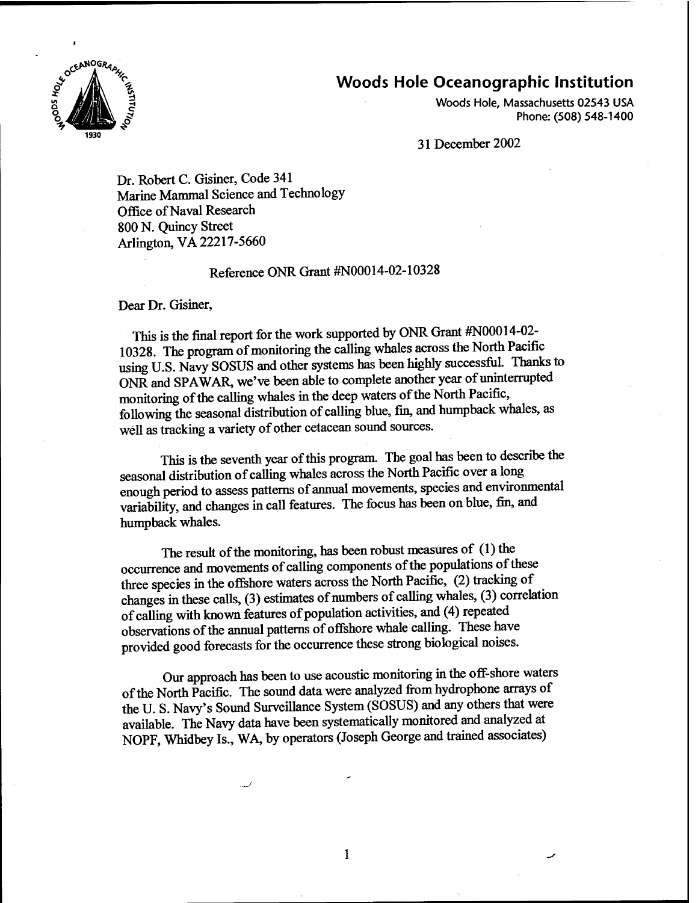# Woods Hole Oceanographic Institution

Woods Hole, Massachusetts 02543 USA
Phone: (508) 548-1400

31 December 2002

Dr. Robert C. Gisiner, Code 341
Marine Mammal Science and Technology
Office of Naval Research
800 N. Quincy Street
Arlington, VA 22217-5660

Reference ONR Grant #N00014-02-10328

Dear Dr. Gisiner,

This is the final report for the work supported by ONR Grant #N00014-02-10328. The program of monitoring the calling whales across the North Pacific using U.S. Navy SOSUS and other systems has been highly successful. Thanks to ONR and SPAWAR, we've been able to complete another year of uninterrupted monitoring of the calling whales in the deep waters of the North Pacific, following the seasonal distribution of calling blue, fin, and humpback whales, as well as tracking a variety of other cetacean sound sources.

This is the seventh year of this program. The goal has been to describe the seasonal distribution of calling whales across the North Pacific over a long enough period to assess patterns of annual movements, species and environmental variability, and changes in call features. The focus has been on blue, fin, and humpback whales.

The result of the monitoring, has been robust measures of (1) the occurrence and movements of calling components of the populations of these three species in the offshore waters across the North Pacific, (2) tracking of changes in these calls, (3) estimates of numbers of calling whales, (3) correlation of calling with known features of population activities, and (4) repeated observations of the annual patterns of offshore whale calling. These have provided good forecasts for the occurrence these strong biological noises.

Our approach has been to use acoustic monitoring in the off-shore waters of the North Pacific. The sound data were analyzed from hydrophone arrays of the U. S. Navy's Sound Surveillance System (SOSUS) and any others that were available. The Navy data have been systematically monitored and analyzed at NOPF, Whidbey Is., WA, by operators (Joseph George and trained associates)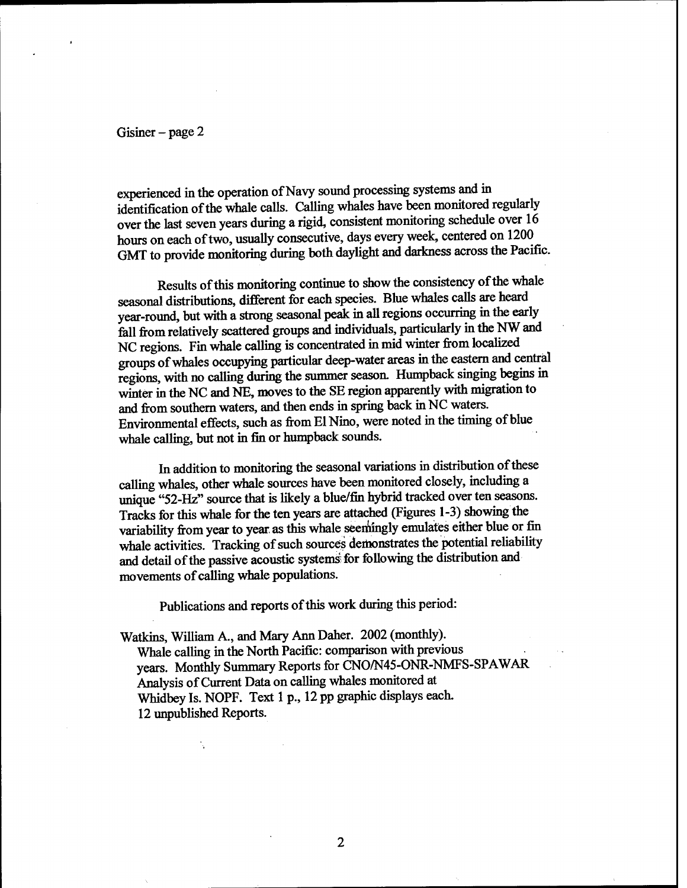experienced in the operation of Navy sound processing systems and in identification of the whale calls. Calling whales have been monitored regularly over the last seven years during a rigid, consistent monitoring schedule over 16 hours on each of two, usually consecutive, days every week, centered on 1200 GMT to provide monitoring during both daylight and darkness across the Pacific.

Results of this monitoring continue to show the consistency of the whale seasonal distributions, different for each species. Blue whales calls are heard year-round, but with a strong seasonal peak in all regions occurring in the early fall from relatively scattered groups and individuals, particularly in the NW and NC regions. Fin whale calling is concentrated in mid winter from localized groups of whales occupying particular deep-water areas in the eastern and central regions, with no calling during the summer season. Humpback singing begins in winter in the NC and NE, moves to the SE region apparently with migration to and from southern waters, and then ends in spring back in NC waters. Environmental effects, such as from El Nino, were noted in the timing of blue whale calling, but not in fin or humpback sounds.

In addition to monitoring the seasonal variations in distribution of these calling whales, other whale sources have been monitored closely, including a unique "52-Hz" source that is likely a blue/fin hybrid tracked over ten seasons. Tracks for this whale for the ten years are attached (Figures 1-3) showing the variability from year to year as this whale seemingly emulates either blue or fin whale activities. Tracking of such sources demonstrates the potential reliability and detail of the passive acoustic systems for following the distribution and movements of calling whale populations.

Publications and reports of this work during this period:

Watkins, William A., and Mary Ann Daher. 2002 (monthly). Whale calling in the North Pacific: comparison with previous years. Monthly Summary Reports for CNO/N45-ONR-NMFS-SPAWAR Analysis of Current Data on calling whales monitored at Whidbey Is. NOPF. Text 1 p., 12 pp graphic displays each. 12 unpublished Reports.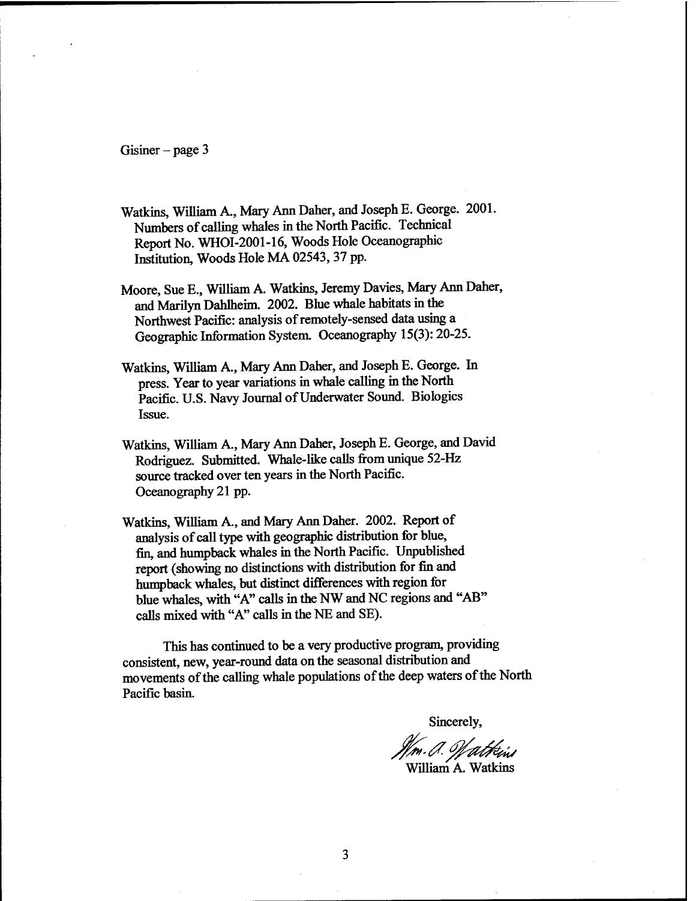Watkins, William A., Mary Ann Daher, and Joseph E. George. 2001. Numbers of calling whales in the North Pacific. Technical Report No. WHOI-2001-16, Woods Hole Oceanographic Institution, Woods Hole MA 02543, 37 pp.

Moore, Sue E., William A. Watkins, Jeremy Davies, Mary Ann Daher, and Marilyn Dahlheim. 2002. Blue whale habitats in the Northwest Pacific: analysis of remotely-sensed data using a Geographic Information System. Oceanography 15(3): 20-25.

Watkins, William A., Mary Ann Daher, and Joseph E. George. In press. Year to year variations in whale calling in the North Pacific. U.S. Navy Journal of Underwater Sound. Biologics Issue.

Watkins, William A., Mary Ann Daher, Joseph E. George, and David Rodriguez. Submitted. Whale-like calls from unique 52-Hz source tracked over ten years in the North Pacific. Oceanography 21 pp.

Watkins, William A., and Mary Ann Daher. 2002. Report of analysis of call type with geographic distribution for blue, fin, and humpback whales in the North Pacific. Unpublished report (showing no distinctions with distribution for fin and humpback whales, but distinct differences with region for blue whales, with "A" calls in the NW and NC regions and "AB" calls mixed with "A" calls in the NE and SE).

This has continued to be a very productive program, providing consistent, new, year-round data on the seasonal distribution and movements of the calling whale populations of the deep waters of the North Pacific basin.

Sincerely,

Wm. A. Watkins

William A. Watkins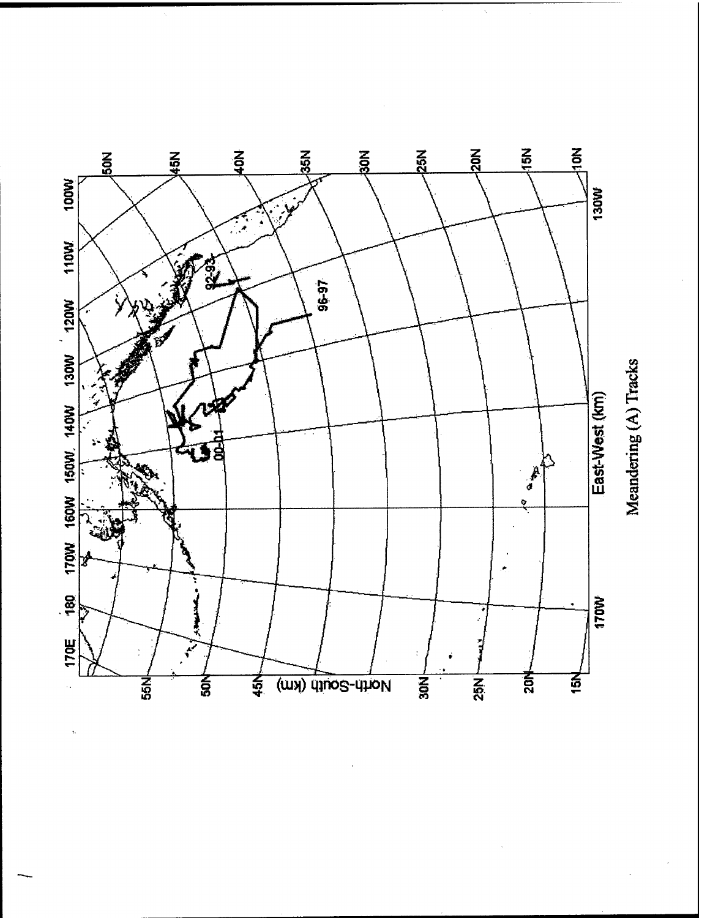Meandering (A) Tracks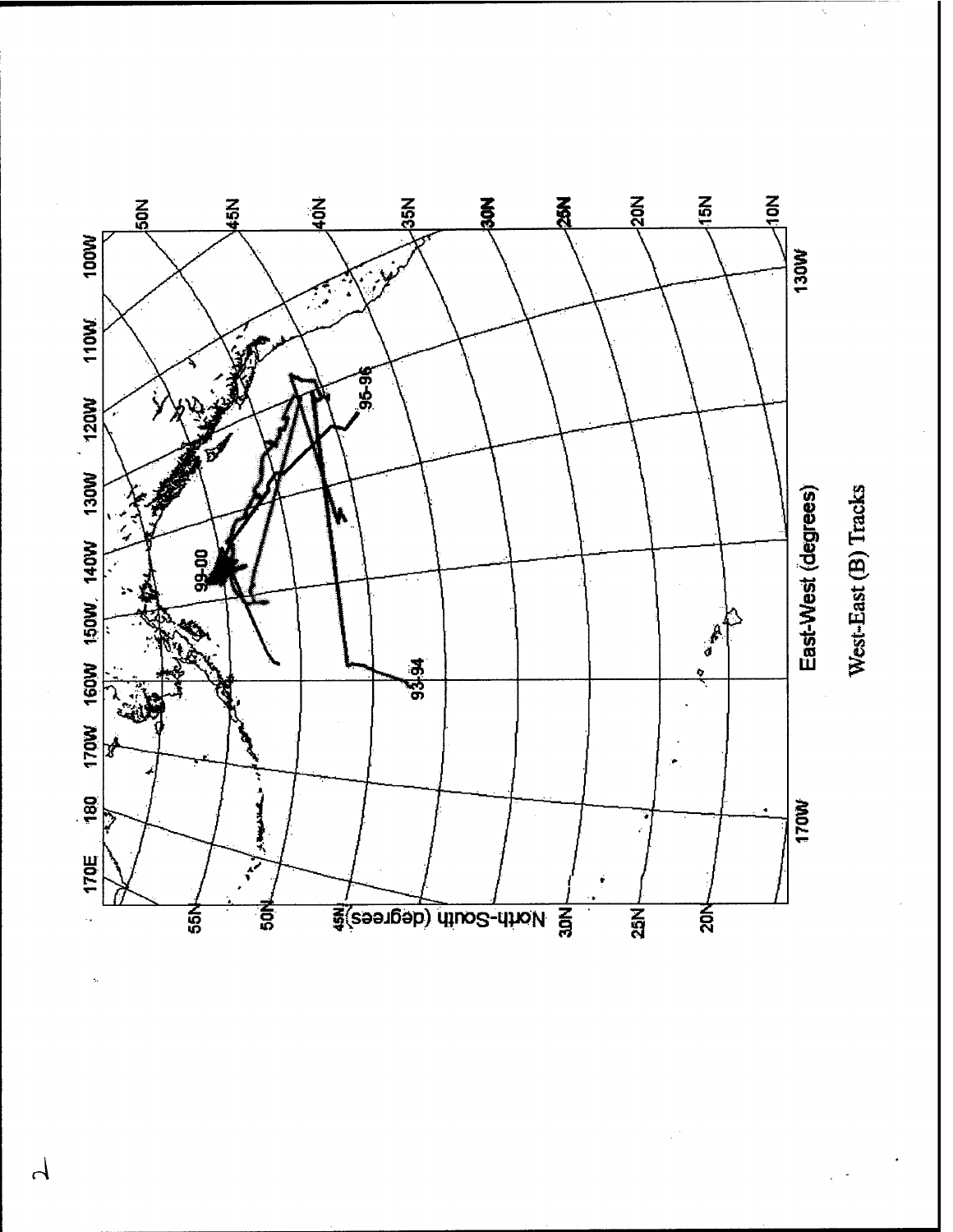West-East (B) Tracks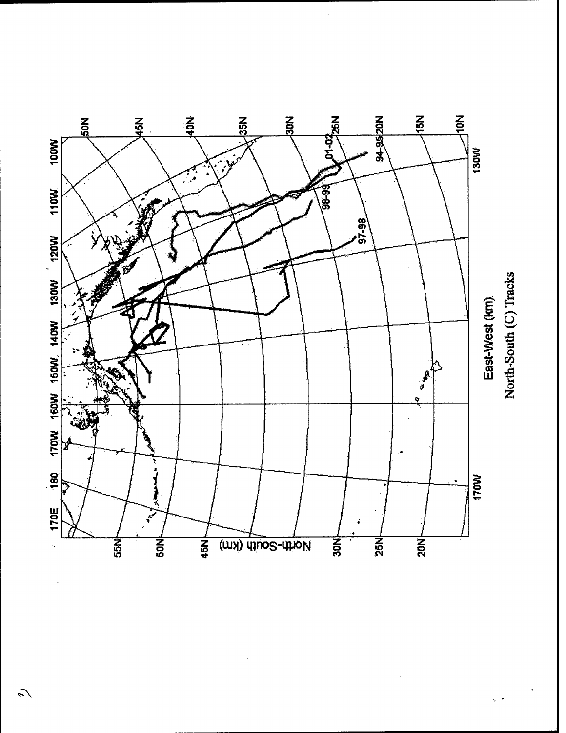170E
180
170W
160W
150W
140W
130W
120W
110W
100W

50N
45N
40N
35N
30N
25N
20N
15N
10N

55N
50N
45N
30N
25N
20N

170W
130W

01-02
94-95
98-99
97-98

North-South (km)

East-West (km)

North-South (C) Tracks